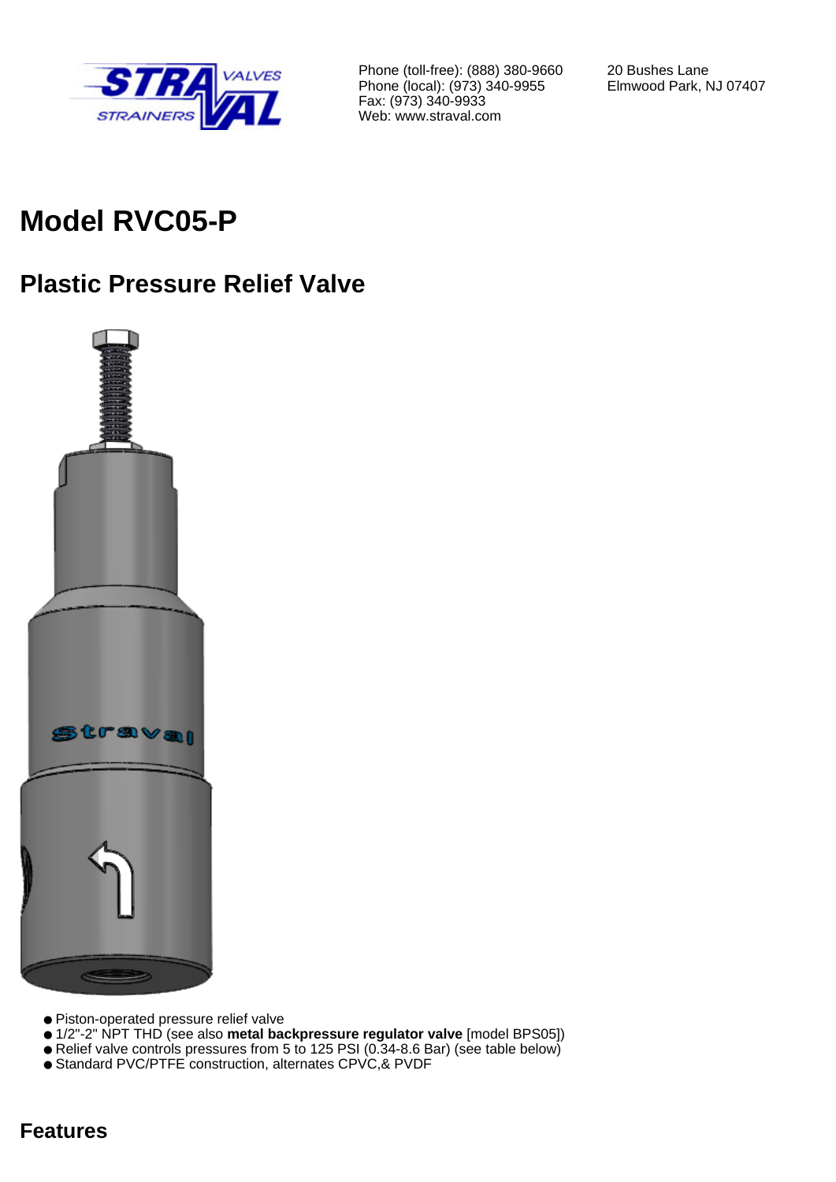Phone (toll-free): (888) 380-9660
Phone (local): (973) 340-9955
Fax: (973) 340-9933
Web: www.straval.com

20 Bushes Lane
Elmwood Park, NJ 07407

# Model RVC05-P

## Plastic Pressure Relief Valve

- Piston-operated pressure relief valve
- 1/2"-2" NPT THD (see also **metal backpressure regulator valve** [model BPS05])
- Relief valve controls pressures from 5 to 125 PSI (0.34-8.6 Bar) (see table below)
- Standard PVC/PTFE construction, alternates CPVC,& PVDF

## Features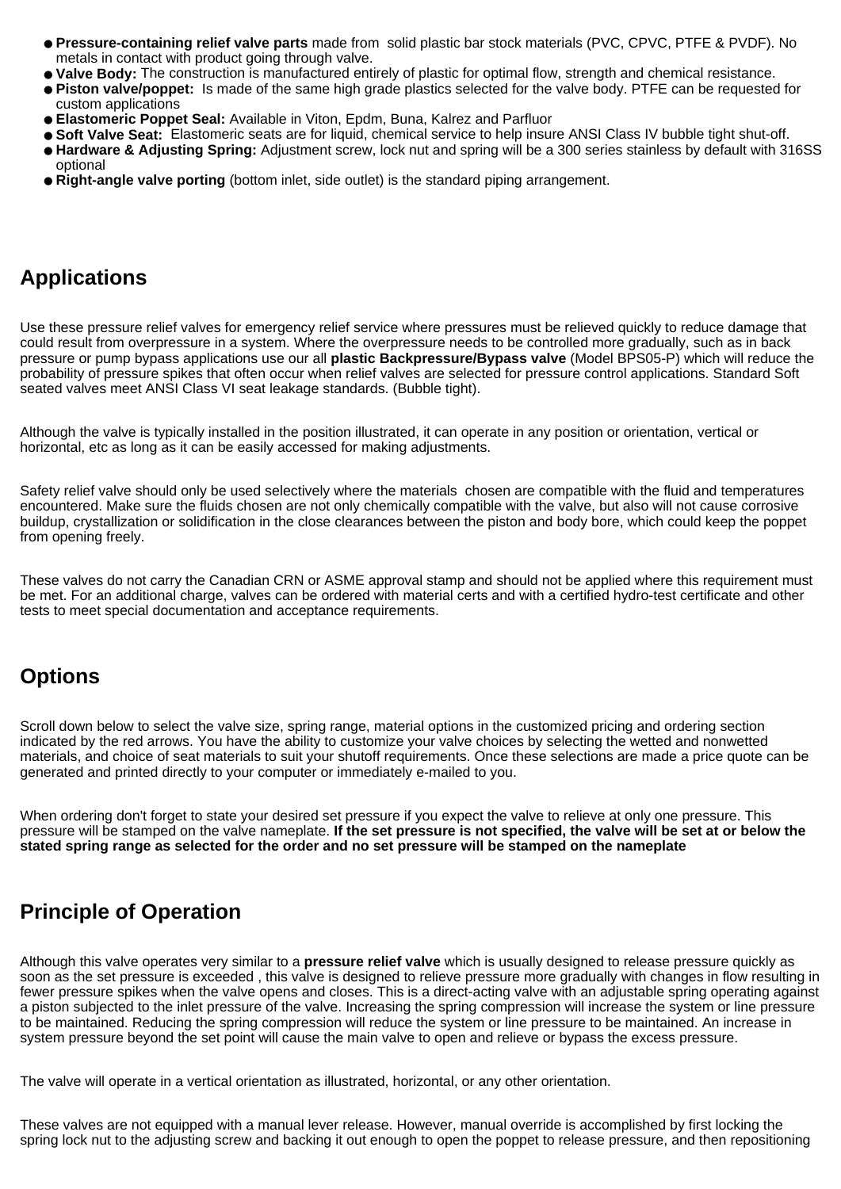- **Pressure-containing relief valve parts** made from solid plastic bar stock materials (PVC, CPVC, PTFE & PVDF). No metals in contact with product going through valve.
- **Valve Body:** The construction is manufactured entirely of plastic for optimal flow, strength and chemical resistance.
- **Piston valve/poppet:** Is made of the same high grade plastics selected for the valve body. PTFE can be requested for custom applications
- **Elastomeric Poppet Seal:** Available in Viton, Epdm, Buna, Kalrez and Parfluor
- **Soft Valve Seat:** Elastomeric seats are for liquid, chemical service to help insure ANSI Class IV bubble tight shut-off.
- **Hardware & Adjusting Spring:** Adjustment screw, lock nut and spring will be a 300 series stainless by default with 316SS optional
- **Right-angle valve porting** (bottom inlet, side outlet) is the standard piping arrangement.

## Applications

Use these pressure relief valves for emergency relief service where pressures must be relieved quickly to reduce damage that could result from overpressure in a system. Where the overpressure needs to be controlled more gradually, such as in back pressure or pump bypass applications use our all **plastic Backpressure/Bypass valve** (Model BPS05-P) which will reduce the probability of pressure spikes that often occur when relief valves are selected for pressure control applications. Standard Soft seated valves meet ANSI Class VI seat leakage standards. (Bubble tight).

Although the valve is typically installed in the position illustrated, it can operate in any position or orientation, vertical or horizontal, etc as long as it can be easily accessed for making adjustments.

Safety relief valve should only be used selectively where the materials chosen are compatible with the fluid and temperatures encountered. Make sure the fluids chosen are not only chemically compatible with the valve, but also will not cause corrosive buildup, crystallization or solidification in the close clearances between the piston and body bore, which could keep the poppet from opening freely.

These valves do not carry the Canadian CRN or ASME approval stamp and should not be applied where this requirement must be met. For an additional charge, valves can be ordered with material certs and with a certified hydro-test certificate and other tests to meet special documentation and acceptance requirements.

## Options

Scroll down below to select the valve size, spring range, material options in the customized pricing and ordering section indicated by the red arrows. You have the ability to customize your valve choices by selecting the wetted and nonwetted materials, and choice of seat materials to suit your shutoff requirements. Once these selections are made a price quote can be generated and printed directly to your computer or immediately e-mailed to you.

When ordering don't forget to state your desired set pressure if you expect the valve to relieve at only one pressure. This pressure will be stamped on the valve nameplate. **If the set pressure is not specified, the valve will be set at or below the stated spring range as selected for the order and no set pressure will be stamped on the nameplate**

## Principle of Operation

Although this valve operates very similar to a **pressure relief valve** which is usually designed to release pressure quickly as soon as the set pressure is exceeded , this valve is designed to relieve pressure more gradually with changes in flow resulting in fewer pressure spikes when the valve opens and closes. This is a direct-acting valve with an adjustable spring operating against a piston subjected to the inlet pressure of the valve. Increasing the spring compression will increase the system or line pressure to be maintained. Reducing the spring compression will reduce the system or line pressure to be maintained. An increase in system pressure beyond the set point will cause the main valve to open and relieve or bypass the excess pressure.

The valve will operate in a vertical orientation as illustrated, horizontal, or any other orientation.

These valves are not equipped with a manual lever release. However, manual override is accomplished by first locking the spring lock nut to the adjusting screw and backing it out enough to open the poppet to release pressure, and then repositioning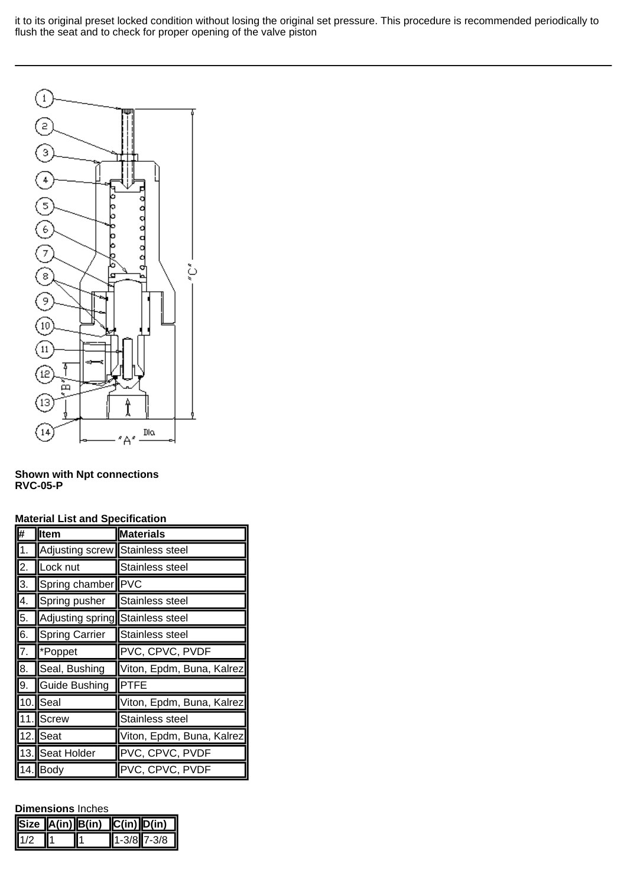it to its original preset locked condition without losing the original set pressure. This procedure is recommended periodically to flush the seat and to check for proper opening of the valve piston

---

**Shown with Npt connections**
**RVC-05-P**

**Material List and Specification**

| # | Item | Materials |
|---|---|---|
| 1. | Adjusting screw | Stainless steel |
| 2. | Lock nut | Stainless steel |
| 3. | Spring chamber | PVC |
| 4. | Spring pusher | Stainless steel |
| 5. | Adjusting spring | Stainless steel |
| 6. | Spring Carrier | Stainless steel |
| 7. | *Poppet | PVC, CPVC, PVDF |
| 8. | Seal, Bushing | Viton, Epdm, Buna, Kalrez |
| 9. | Guide Bushing | PTFE |
| 10. | Seal | Viton, Epdm, Buna, Kalrez |
| 11. | Screw | Stainless steel |
| 12. | Seat | Viton, Epdm, Buna, Kalrez |
| 13. | Seat Holder | PVC, CPVC, PVDF |
| 14. | Body | PVC, CPVC, PVDF |

**Dimensions** Inches

| Size | A(in) | B(in) | C(in) | D(in) |
|---|---|---|---|---|
| 1/2 | 1 | 1 | 1-3/8 | 7-3/8 |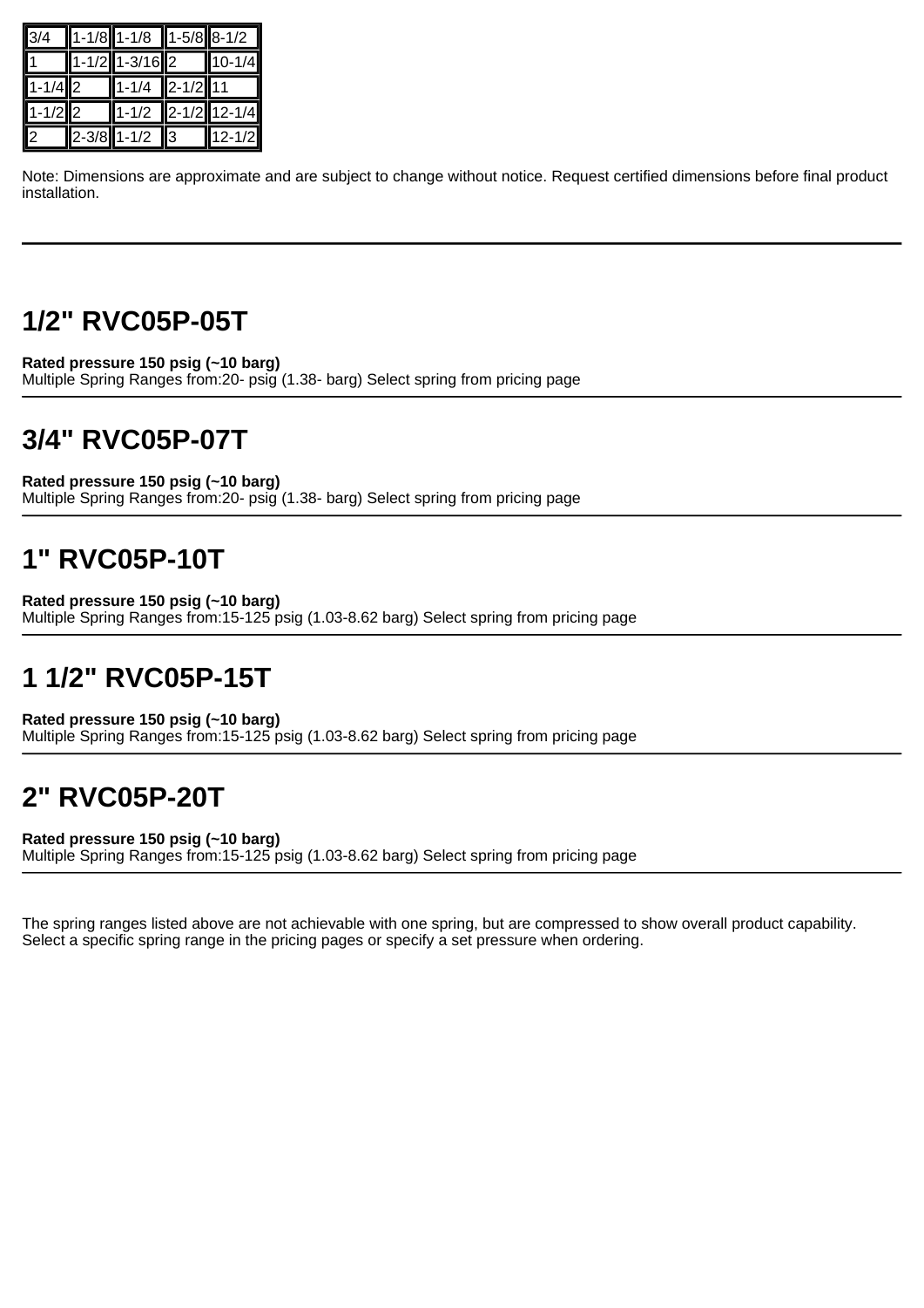| | | | | |
|---|---|---|---|---|
| 3/4 | 1-1/8 | 1-1/8 | 1-5/8 | 8-1/2 |
| 1 | 1-1/2 | 1-3/16 | 2 | 10-1/4 |
| 1-1/4 | 2 | 1-1/4 | 2-1/2 | 11 |
| 1-1/2 | 2 | 1-1/2 | 2-1/2 | 12-1/4 |
| 2 | 2-3/8 | 1-1/2 | 3 | 12-1/2 |

Note: Dimensions are approximate and are subject to change without notice. Request certified dimensions before final product installation.

---

## 1/2" RVC05P-05T

**Rated pressure 150 psig (~10 barg)**
Multiple Spring Ranges from:20- psig (1.38- barg) Select spring from pricing page

---

## 3/4" RVC05P-07T

**Rated pressure 150 psig (~10 barg)**
Multiple Spring Ranges from:20- psig (1.38- barg) Select spring from pricing page

---

## 1" RVC05P-10T

**Rated pressure 150 psig (~10 barg)**
Multiple Spring Ranges from:15-125 psig (1.03-8.62 barg) Select spring from pricing page

---

## 1 1/2" RVC05P-15T

**Rated pressure 150 psig (~10 barg)**
Multiple Spring Ranges from:15-125 psig (1.03-8.62 barg) Select spring from pricing page

---

## 2" RVC05P-20T

**Rated pressure 150 psig (~10 barg)**
Multiple Spring Ranges from:15-125 psig (1.03-8.62 barg) Select spring from pricing page

---

The spring ranges listed above are not achievable with one spring, but are compressed to show overall product capability. Select a specific spring range in the pricing pages or specify a set pressure when ordering.